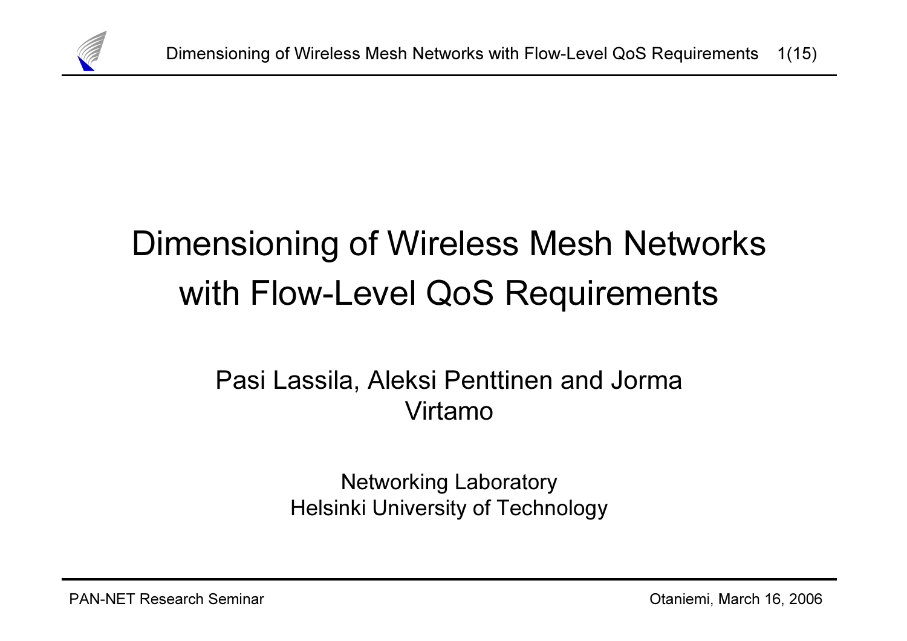# Dimensioning of Wireless Mesh Networks with Flow-Level QoS Requirements

Pasi Lassila, Aleksi Penttinen and Jorma Virtamo

Networking Laboratory
Helsinki University of Technology

PAN-NET Research Seminar

Otaniemi, March 16, 2006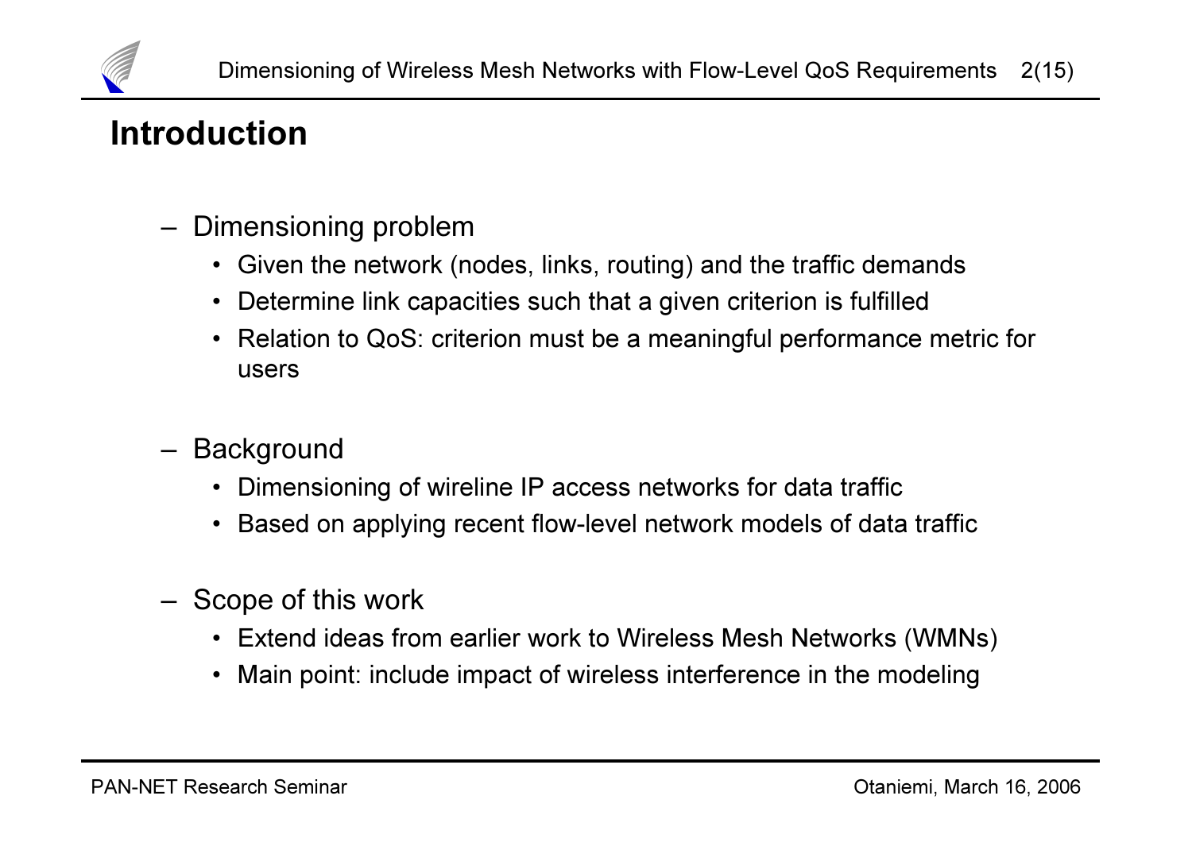# Introduction

- Dimensioning problem
  - Given the network (nodes, links, routing) and the traffic demands
  - Determine link capacities such that a given criterion is fulfilled
  - Relation to QoS: criterion must be a meaningful performance metric for users

- Background
  - Dimensioning of wireline IP access networks for data traffic
  - Based on applying recent flow-level network models of data traffic

- Scope of this work
  - Extend ideas from earlier work to Wireless Mesh Networks (WMNs)
  - Main point: include impact of wireless interference in the modeling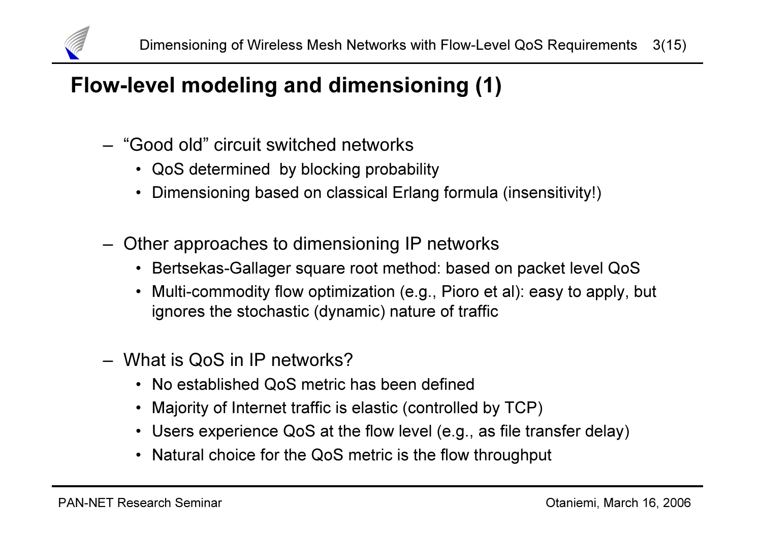# Flow-level modeling and dimensioning (1)

- "Good old" circuit switched networks
  - QoS determined by blocking probability
  - Dimensioning based on classical Erlang formula (insensitivity!)
- Other approaches to dimensioning IP networks
  - Bertsekas-Gallager square root method: based on packet level QoS
  - Multi-commodity flow optimization (e.g., Pioro et al): easy to apply, but ignores the stochastic (dynamic) nature of traffic
- What is QoS in IP networks?
  - No established QoS metric has been defined
  - Majority of Internet traffic is elastic (controlled by TCP)
  - Users experience QoS at the flow level (e.g., as file transfer delay)
  - Natural choice for the QoS metric is the flow throughput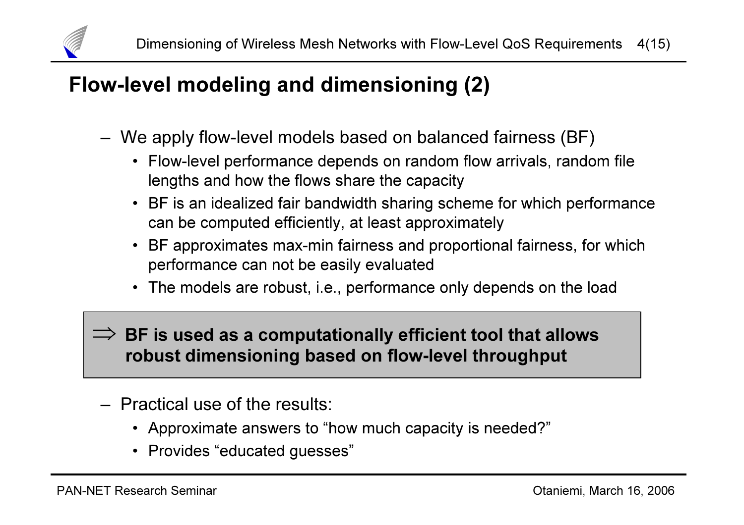## Flow-level modeling and dimensioning (2)

- We apply flow-level models based on balanced fairness (BF)
  - Flow-level performance depends on random flow arrivals, random file lengths and how the flows share the capacity
  - BF is an idealized fair bandwidth sharing scheme for which performance can be computed efficiently, at least approximately
  - BF approximates max-min fairness and proportional fairness, for which performance can not be easily evaluated
  - The models are robust, i.e., performance only depends on the load

$\Rightarrow$ **BF is used as a computationally efficient tool that allows robust dimensioning based on flow-level throughput**

- Practical use of the results:
  - Approximate answers to “how much capacity is needed?”
  - Provides “educated guesses”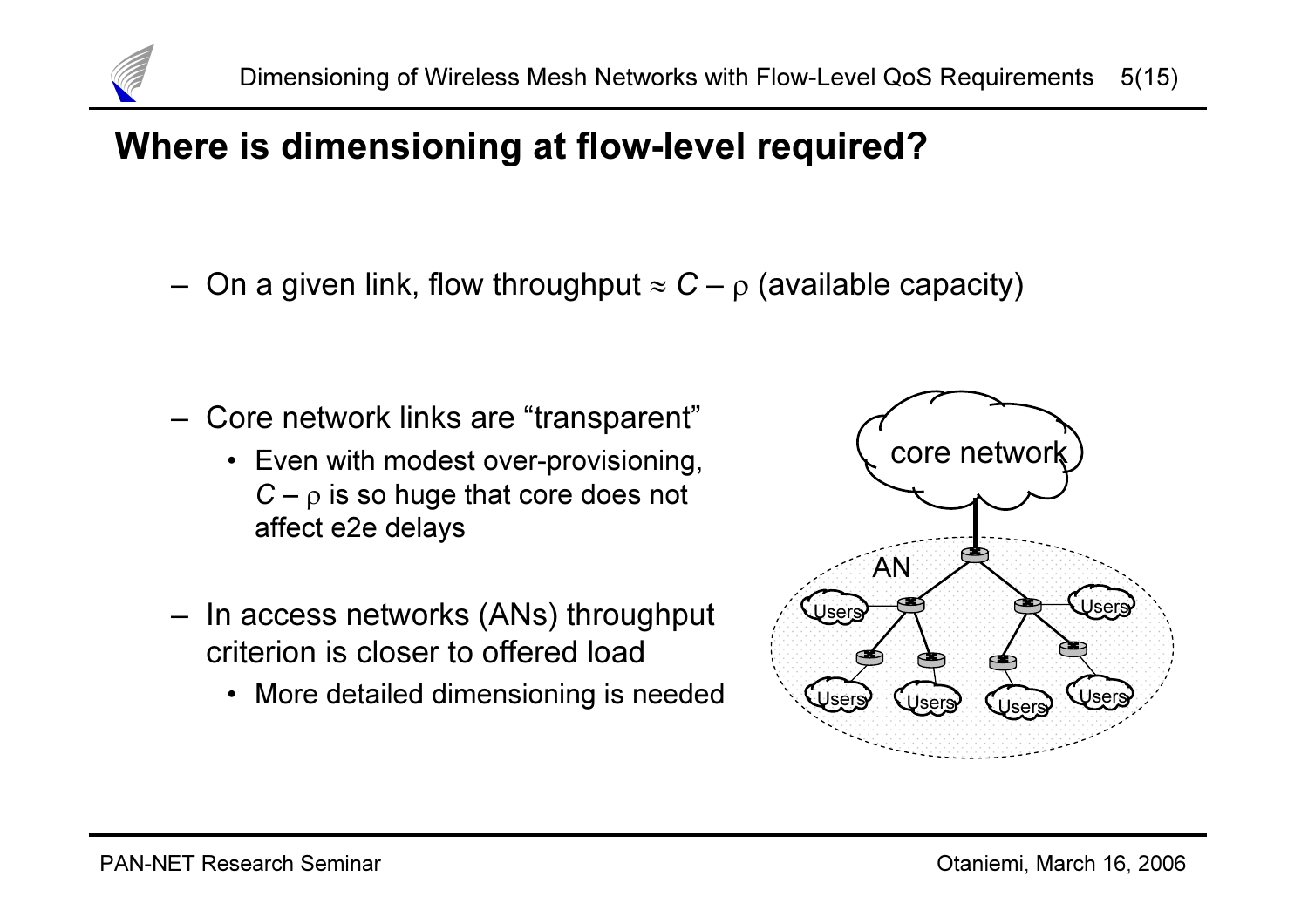# Where is dimensioning at flow-level required?

- On a given link, flow throughput $\approx C - \rho$ (available capacity)

- Core network links are "transparent"
  - Even with modest over-provisioning, $C - \rho$ is so huge that core does not affect e2e delays

- In access networks (ANs) throughput criterion is closer to offered load
  - More detailed dimensioning is needed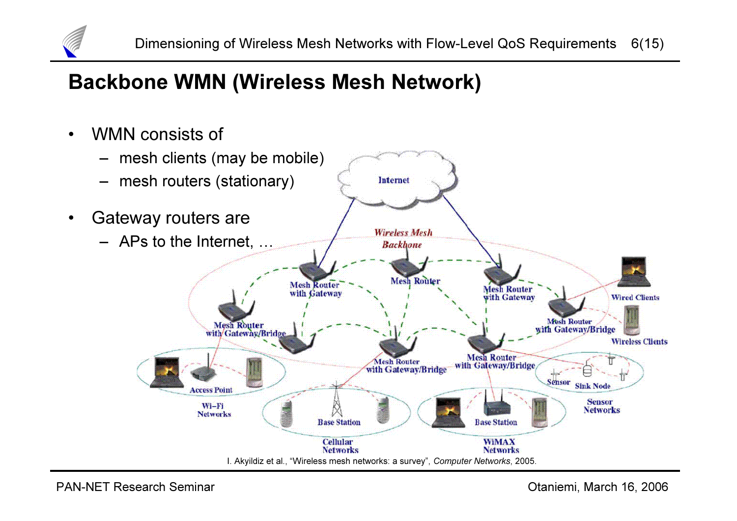# Backbone WMN (Wireless Mesh Network)

- WMN consists of
  - mesh clients (may be mobile)
  - mesh routers (stationary)
- Gateway routers are
  - APs to the Internet, …

I. Akyildiz et al., "Wireless mesh networks: a survey", *Computer Networks*, 2005.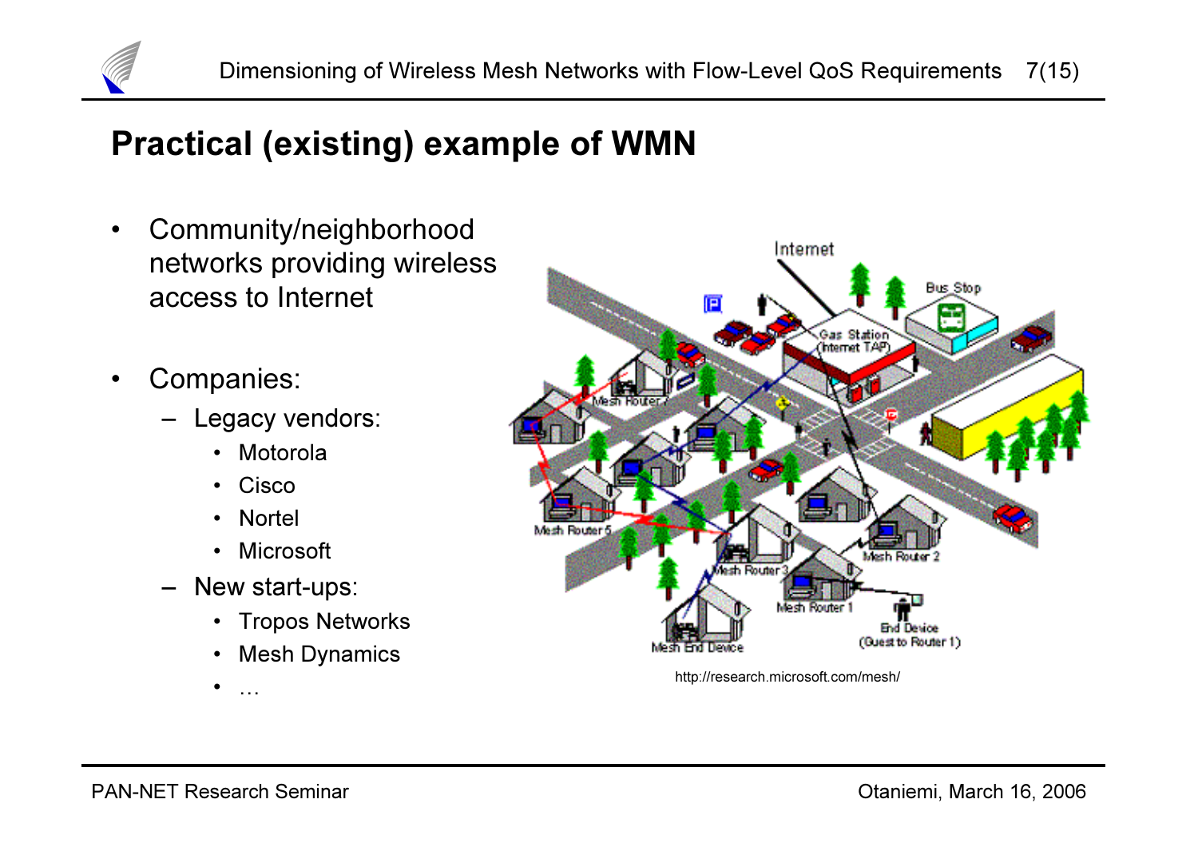## Practical (existing) example of WMN

- Community/neighborhood networks providing wireless access to Internet
- Companies:
  - Legacy vendors:
    - Motorola
    - Cisco
    - Nortel
    - Microsoft
  - New start-ups:
    - Tropos Networks
    - Mesh Dynamics
    - …

http://research.microsoft.com/mesh/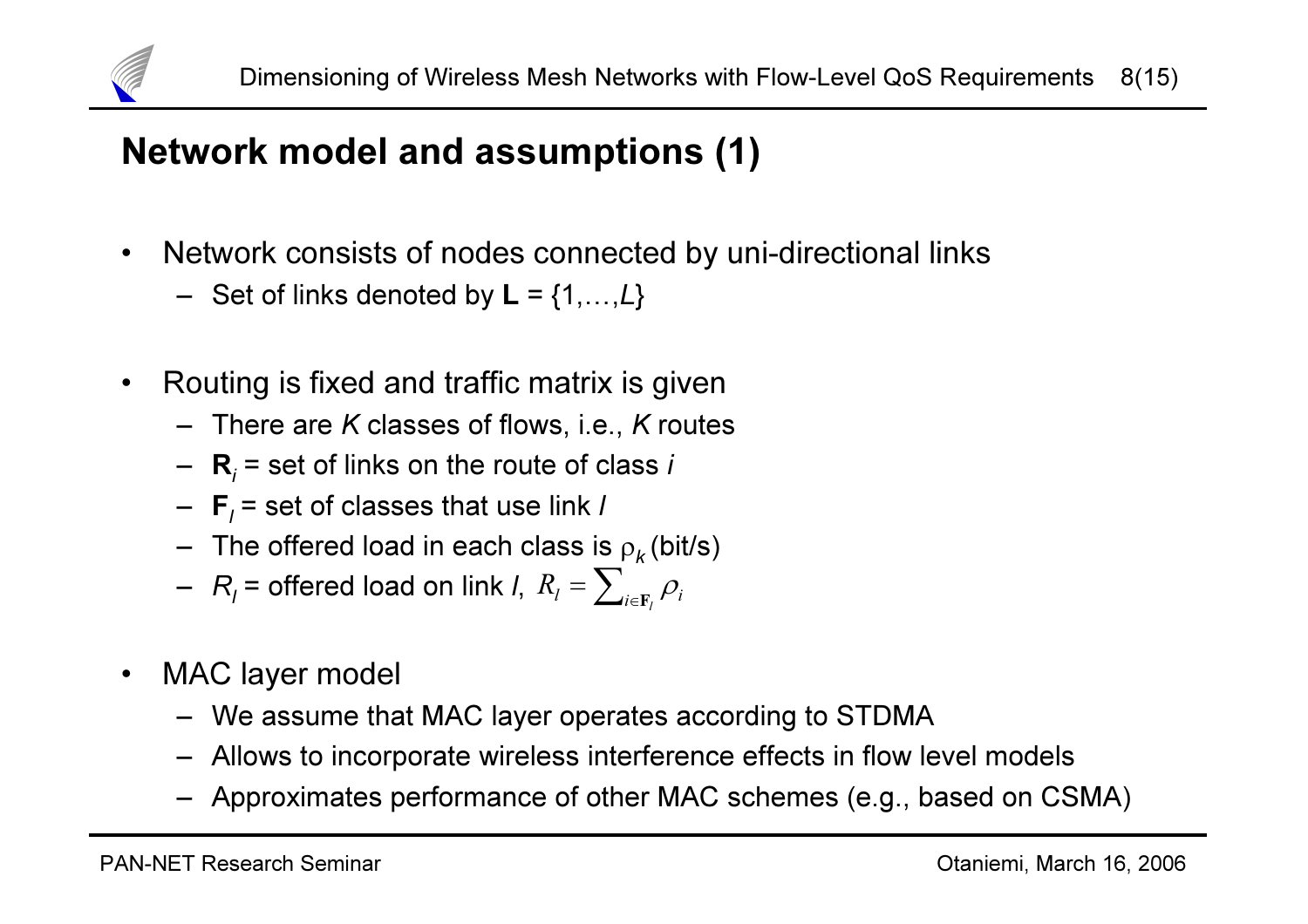# Network model and assumptions (1)

- Network consists of nodes connected by uni-directional links
  - Set of links denoted by $\mathbf{L} = \{1,\ldots,L\}$
- Routing is fixed and traffic matrix is given
  - There are $K$ classes of flows, i.e., $K$ routes
  - $\mathbf{R}_i$ = set of links on the route of class $i$
  - $\mathbf{F}_l$ = set of classes that use link $l$
  - The offered load in each class is $\rho_k$ (bit/s)
  - $R_l$ = offered load on link $l$, $R_l = \sum_{i \in \mathbf{F}_l} \rho_i$
- MAC layer model
  - We assume that MAC layer operates according to STDMA
  - Allows to incorporate wireless interference effects in flow level models
  - Approximates performance of other MAC schemes (e.g., based on CSMA)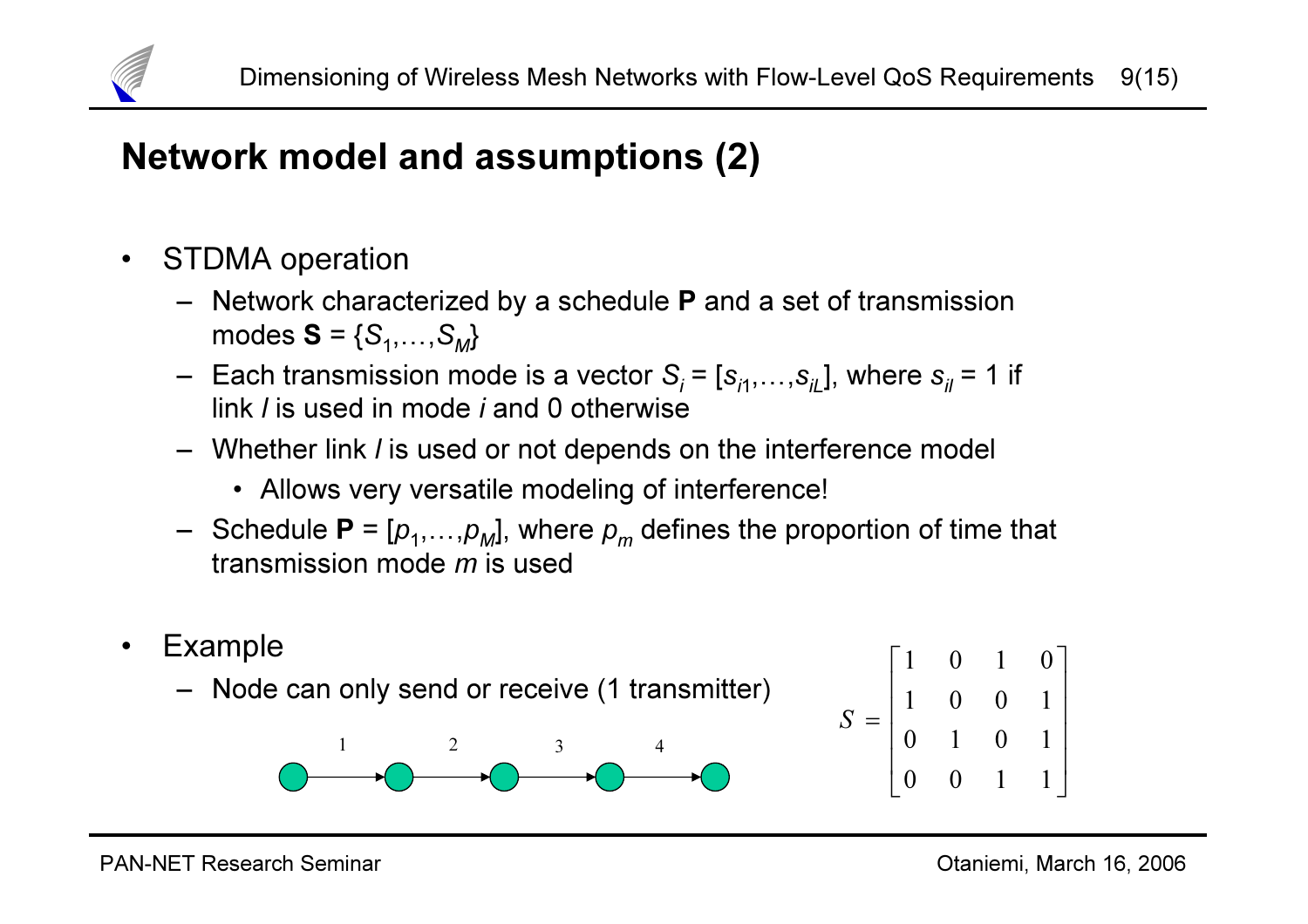# Network model and assumptions (2)

- STDMA operation
  - Network characterized by a schedule **P** and a set of transmission modes **S** = $\{S_1,\ldots,S_M\}$
  - Each transmission mode is a vector $S_i = [s_{i1},\ldots,s_{iL}]$, where $s_{il} = 1$ if link $l$ is used in mode $i$ and 0 otherwise
  - Whether link $l$ is used or not depends on the interference model
    - Allows very versatile modeling of interference!
  - Schedule **P** = $[p_1,\ldots,p_M]$, where $p_m$ defines the proportion of time that transmission mode $m$ is used

- Example
  - Node can only send or receive (1 transmitter)

1 2 3 4

$$
S = \begin{bmatrix} 1 & 0 & 1 & 0 \\ 1 & 0 & 0 & 1 \\ 0 & 1 & 0 & 1 \\ 0 & 0 & 1 & 1 \end{bmatrix}
$$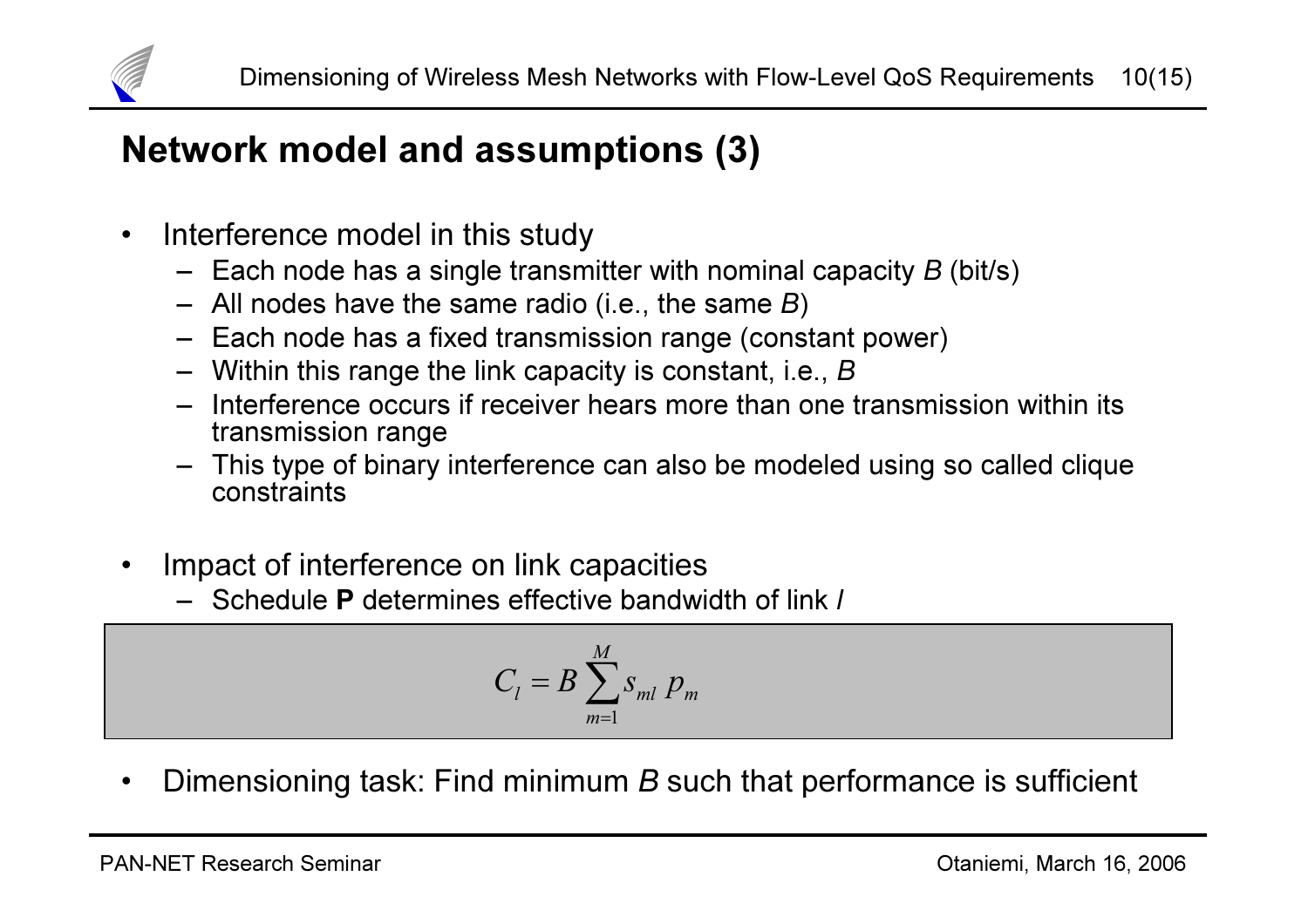# Network model and assumptions (3)

- Interference model in this study
  - Each node has a single transmitter with nominal capacity *B* (bit/s)
  - All nodes have the same radio (i.e., the same *B*)
  - Each node has a fixed transmission range (constant power)
  - Within this range the link capacity is constant, i.e., *B*
  - Interference occurs if receiver hears more than one transmission within its transmission range
  - This type of binary interference can also be modeled using so called clique constraints

- Impact of interference on link capacities
  - Schedule **P** determines effective bandwidth of link *l*

$$C_l = B \sum_{m=1}^{M} s_{ml} \, p_m$$

- Dimensioning task: Find minimum *B* such that performance is sufficient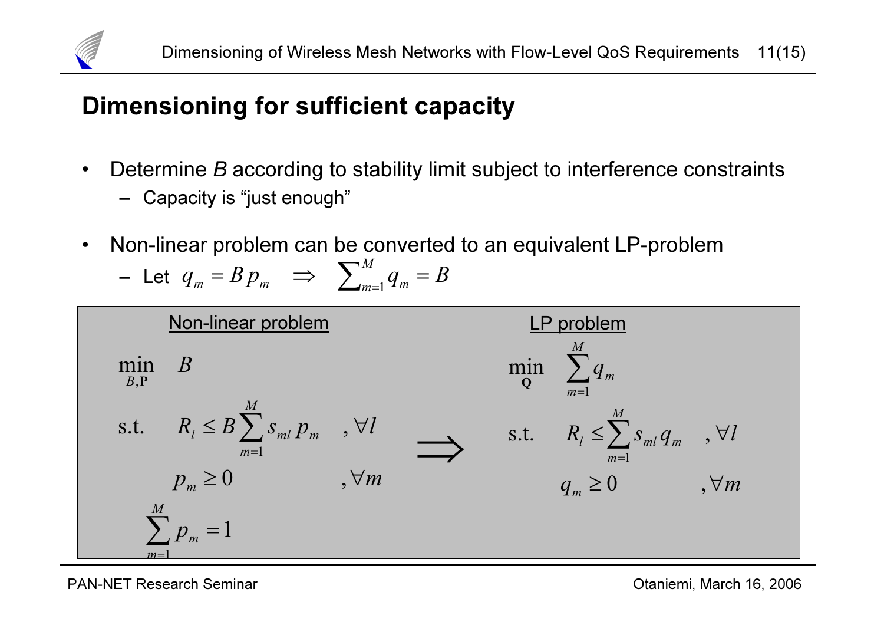# Dimensioning for sufficient capacity

- Determine *B* according to stability limit subject to interference constraints
  - Capacity is "just enough"
- Non-linear problem can be converted to an equivalent LP-problem
  - Let $q_m = B\,p_m \quad \Rightarrow \quad \sum_{m=1}^{M} q_m = B$

**Non-linear problem**

$$
\begin{aligned}
\min_{B,\mathbf{P}} \quad & B \\
\text{s.t.} \quad & R_l \le B \sum_{m=1}^{M} s_{ml}\, p_m \quad &, \forall l \\
& p_m \ge 0 \quad &, \forall m \\
& \sum_{m=1}^{M} p_m = 1
\end{aligned}
$$

$$\Rightarrow$$

**LP problem**

$$
\begin{aligned}
\min_{\mathbf{Q}} \quad & \sum_{m=1}^{M} q_m \\
\text{s.t.} \quad & R_l \le \sum_{m=1}^{M} s_{ml}\, q_m \quad &, \forall l \\
& q_m \ge 0 \quad &, \forall m
\end{aligned}
$$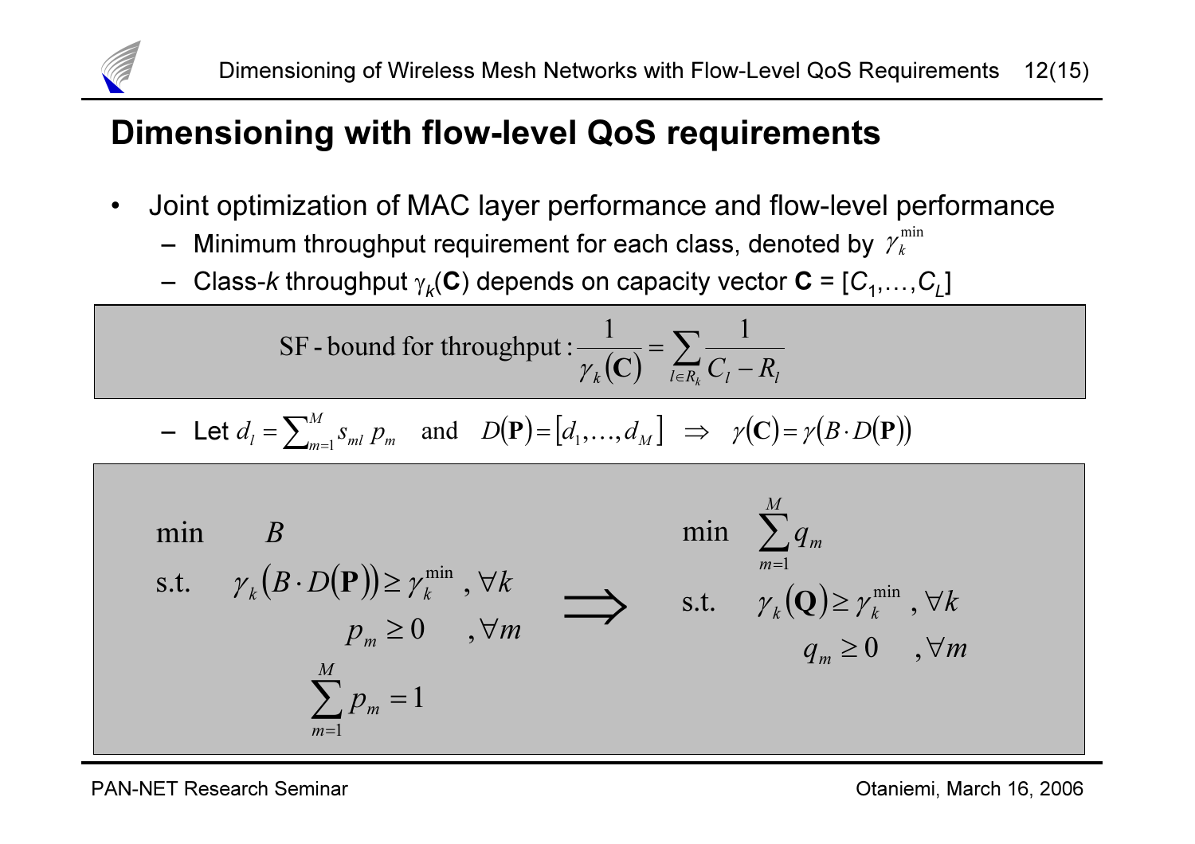## Dimensioning with flow-level QoS requirements

- Joint optimization of MAC layer performance and flow-level performance
  - Minimum throughput requirement for each class, denoted by $\gamma_k^{\min}$
  - Class-$k$ throughput $\gamma_k(\mathbf{C})$ depends on capacity vector $\mathbf{C} = [C_1,\ldots,C_L]$

$$\text{SF - bound for throughput}: \frac{1}{\gamma_k(\mathbf{C})} = \sum_{l \in R_k} \frac{1}{C_l - R_l}$$

  - Let $d_l = \sum_{m=1}^{M} s_{ml}\, p_m$ and $D(\mathbf{P}) = [d_1,\ldots,d_M] \;\Rightarrow\; \gamma(\mathbf{C}) = \gamma(B \cdot D(\mathbf{P}))$

$$
\begin{aligned}
\min \quad & B \\
\text{s.t.} \quad & \gamma_k(B \cdot D(\mathbf{P})) \geq \gamma_k^{\min} \;, \forall k \\
& p_m \geq 0 \quad , \forall m \\
& \sum_{m=1}^{M} p_m = 1
\end{aligned}
\quad \Longrightarrow \quad
\begin{aligned}
\min \quad & \sum_{m=1}^{M} q_m \\
\text{s.t.} \quad & \gamma_k(\mathbf{Q}) \geq \gamma_k^{\min} \;, \forall k \\
& q_m \geq 0 \quad , \forall m
\end{aligned}
$$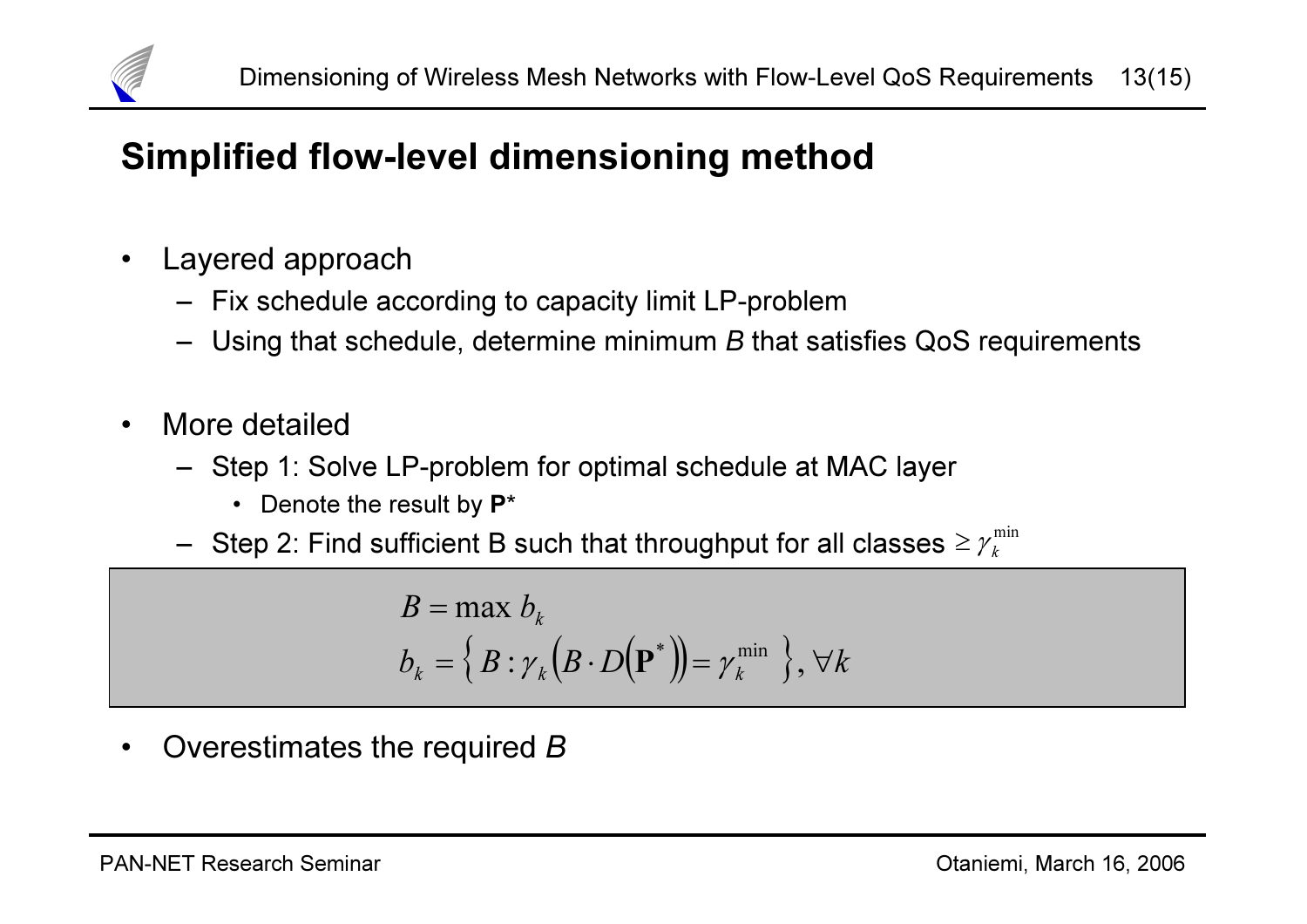# Simplified flow-level dimensioning method

- Layered approach
  - Fix schedule according to capacity limit LP-problem
  - Using that schedule, determine minimum *B* that satisfies QoS requirements

- More detailed
  - Step 1: Solve LP-problem for optimal schedule at MAC layer
    - Denote the result by **P***
  - Step 2: Find sufficient B such that throughput for all classes $\geq \gamma_k^{\min}$

$$
\begin{aligned}
B &= \max b_k \\
b_k &= \left\{ B : \gamma_k\left(B \cdot D\left(\mathbf{P}^*\right)\right) = \gamma_k^{\min} \right\}, \forall k
\end{aligned}
$$

- Overestimates the required *B*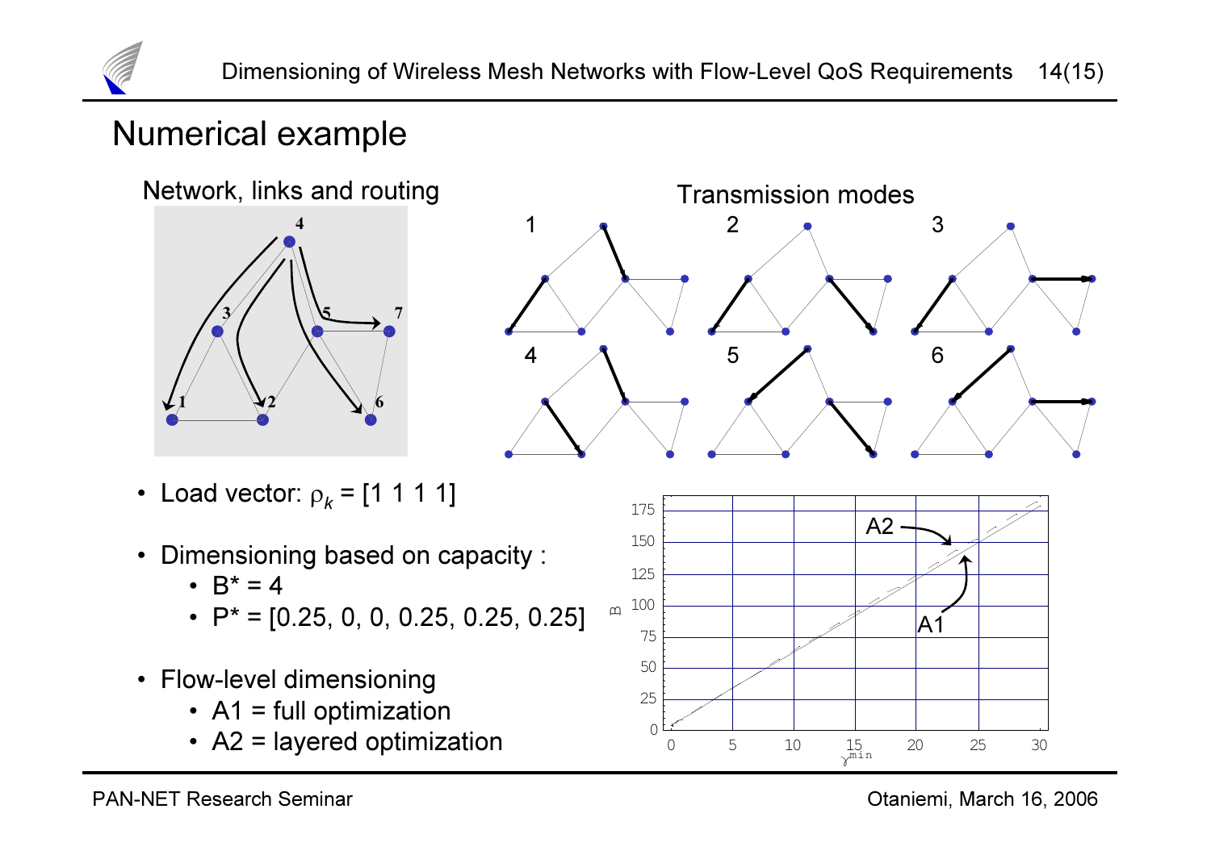# Numerical example

Network, links and routing

Transmission modes

- Load vector: $\rho_k$ = [1 1 1 1]
- Dimensioning based on capacity :
  - $B^*$ = 4
  - $P^*$ = [0.25, 0, 0, 0.25, 0.25, 0.25]
- Flow-level dimensioning
  - A1 = full optimization
  - A2 = layered optimization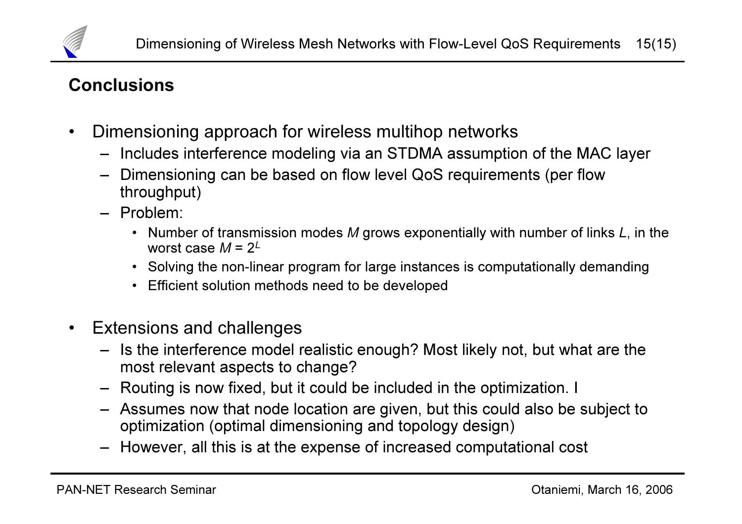## Conclusions

- Dimensioning approach for wireless multihop networks
  - Includes interference modeling via an STDMA assumption of the MAC layer
  - Dimensioning can be based on flow level QoS requirements (per flow throughput)
  - Problem:
    - Number of transmission modes $M$ grows exponentially with number of links $L$, in the worst case $M = 2^L$
    - Solving the non-linear program for large instances is computationally demanding
    - Efficient solution methods need to be developed

- Extensions and challenges
  - Is the interference model realistic enough? Most likely not, but what are the most relevant aspects to change?
  - Routing is now fixed, but it could be included in the optimization. I
  - Assumes now that node location are given, but this could also be subject to optimization (optimal dimensioning and topology design)
  - However, all this is at the expense of increased computational cost